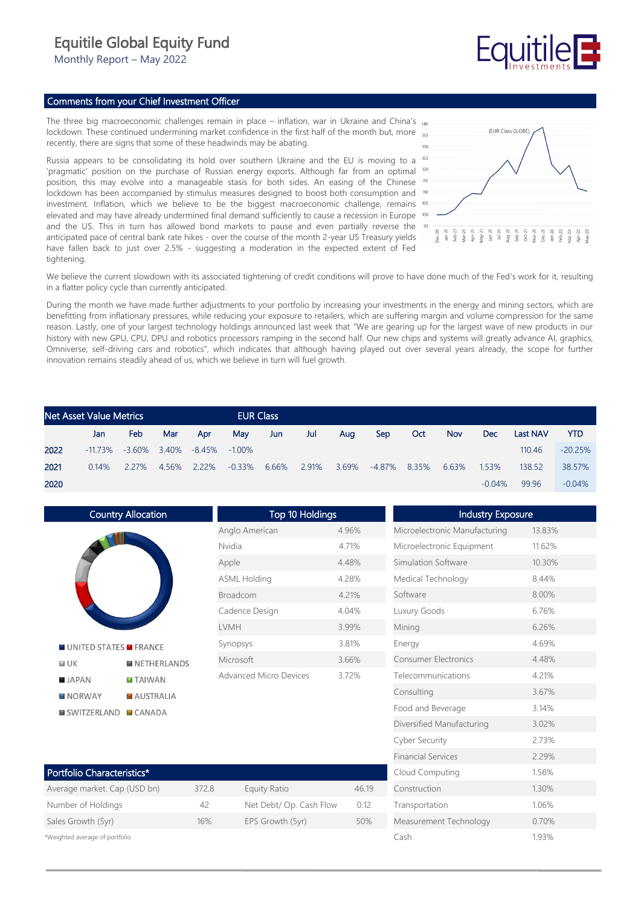# Equitile Global Equity Fund

Monthly Report – May 2022

## Comments from your Chief Investment Officer

The three big macroeconomic challenges remain in place – inflation, war in Ukraine and China's lockdown. These continued undermining market confidence in the first half of the month but, more recently, there are signs that some of these headwinds may be abating.

Russia appears to be consolidating its hold over southern Ukraine and the EU is moving to a 'pragmatic' position on the purchase of Russian energy exports. Although far from an optimal position, this may evolve into a manageable stasis for both sides. An easing of the Chinese lockdown has been accompanied by stimulus measures designed to boost both consumption and investment. Inflation, which we believe to be the biggest macroeconomic challenge, remains elevated and may have already undermined final demand sufficiently to cause a recession in Europe and the US. This in turn has allowed bond markets to pause and even partially reverse the anticipated pace of central bank rate hikes - over the course of the month 2-year US Treasury yields have fallen back to just over 2.5% - suggesting a moderation in the expected extent of Fed tightening.

We believe the current slowdown with its associated tightening of credit conditions will prove to have done much of the Fed's work for it, resulting in a flatter policy cycle than currently anticipated.

During the month we have made further adjustments to your portfolio by increasing your investments in the energy and mining sectors, which are benefitting from inflationary pressures, while reducing your exposure to retailers, which are suffering margin and volume compression for the same reason. Lastly, one of your largest technology holdings announced last week that "We are gearing up for the largest wave of new products in our history with new GPU, CPU, DPU and robotics processors ramping in the second half. Our new chips and systems will greatly advance AI, graphics, Omniverse, self-driving cars and robotics", which indicates that although having played out over several years already, the scope for further innovation remains steadily ahead of us, which we believe in turn will fuel growth.

## Net Asset Value Metrics – EUR Class

| | Jan | Feb | Mar | Apr | May | Jun | Jul | Aug | Sep | Oct | Nov | Dec | Last NAV | YTD |
|---|---|---|---|---|---|---|---|---|---|---|---|---|---|---|
| 2022 | -11.73% | -3.60% | 3.40% | -8.45% | -1.00% | | | | | | | | 110.46 | -20.25% |
| 2021 | 0.14% | 2.27% | 4.56% | 2.22% | -0.33% | 6.66% | 2.91% | 3.69% | -4.87% | 8.35% | 6.63% | 1.53% | 138.52 | 38.57% |
| 2020 | | | | | | | | | | | | -0.04% | 99.96 | -0.04% |

## Country Allocation

UNITED STATES, FRANCE, UK, NETHERLANDS, JAPAN, TAIWAN, NORWAY, AUSTRALIA, SWITZERLAND, CANADA

## Top 10 Holdings

| Holding | Weight |
|---|---|
| Anglo American | 4.96% |
| Nvidia | 4.71% |
| Apple | 4.48% |
| ASML Holding | 4.28% |
| Broadcom | 4.21% |
| Cadence Design | 4.04% |
| LVMH | 3.99% |
| Synopsys | 3.81% |
| Microsoft | 3.66% |
| Advanced Micro Devices | 3.72% |

## Industry Exposure

| Industry | Weight |
|---|---|
| Microelectronic Manufacturing | 13.83% |
| Microelectronic Equipment | 11.62% |
| Simulation Software | 10.30% |
| Medical Technology | 8.44% |
| Software | 8.00% |
| Luxury Goods | 6.76% |
| Mining | 6.26% |
| Energy | 4.69% |
| Consumer Electronics | 4.48% |
| Telecommunications | 4.21% |
| Consulting | 3.67% |
| Food and Beverage | 3.14% |
| Diversified Manufacturing | 3.02% |
| Cyber Security | 2.73% |
| Financial Services | 2.29% |
| Cloud Computing | 1.56% |
| Construction | 1.30% |
| Transportation | 1.06% |
| Measurement Technology | 0.70% |
| Cash | 1.93% |

## Portfolio Characteristics*

| | | | |
|---|---|---|---|
| Average market. Cap (USD bn) | 372.8 | Equity Ratio | 46.19 |
| Number of Holdings | 42 | Net Debt/ Op. Cash Flow | 0.12 |
| Sales Growth (5yr) | 16% | EPS Growth (5yr) | 50% |

*Weighted average of portfolio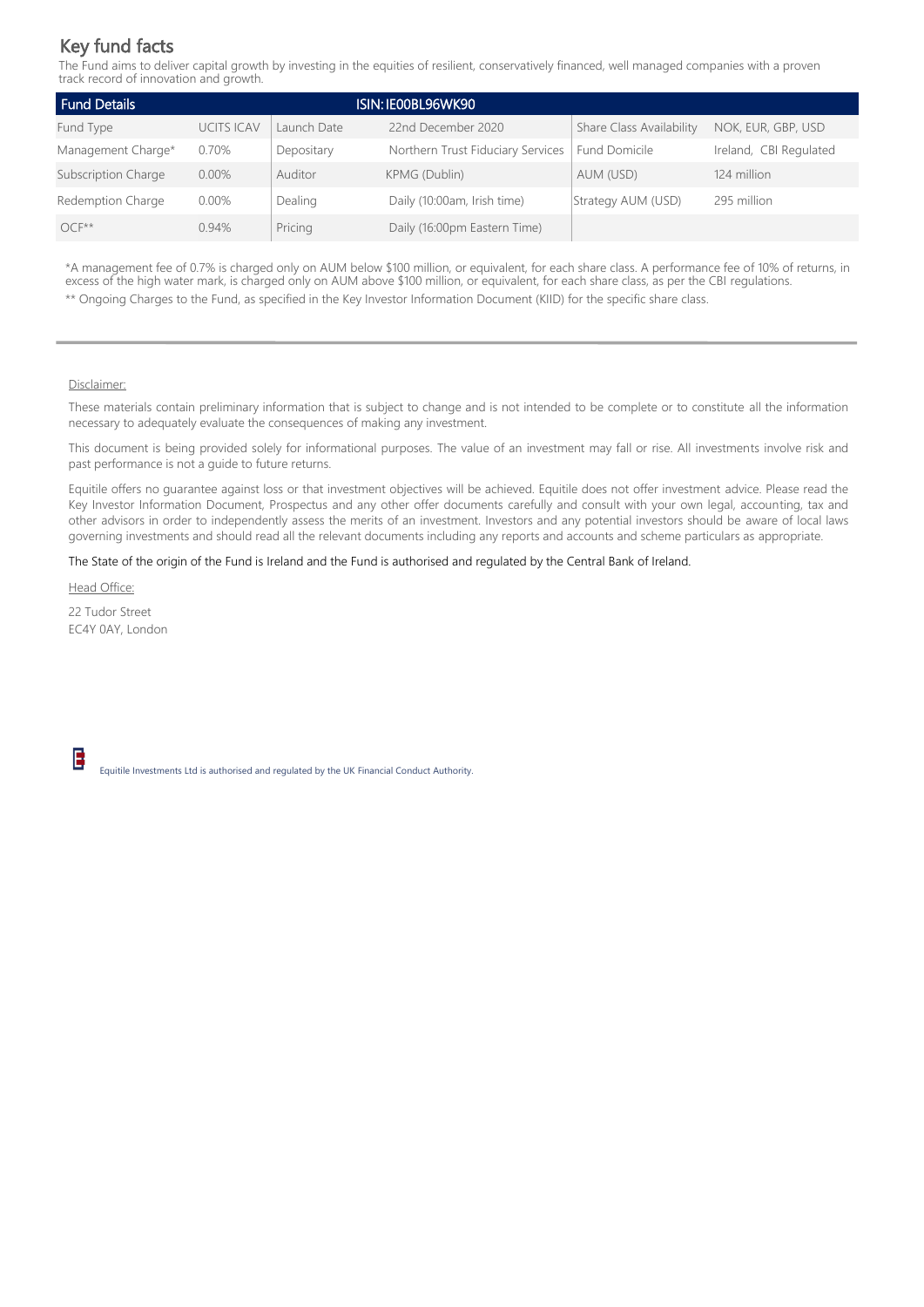## Key fund facts

The Fund aims to deliver capital growth by investing in the equities of resilient, conservatively financed, well managed companies with a proven track record of innovation and growth.

| Fund Details | | ISIN: IE00BL96WK90 | | | |
|---|---|---|---|---|---|
| Fund Type | UCITS ICAV | Launch Date | 22nd December 2020 | Share Class Availability | NOK, EUR, GBP, USD |
| Management Charge* | 0.70% | Depositary | Northern Trust Fiduciary Services | Fund Domicile | Ireland, CBI Regulated |
| Subscription Charge | 0.00% | Auditor | KPMG (Dublin) | AUM (USD) | 124 million |
| Redemption Charge | 0.00% | Dealing | Daily (10:00am, Irish time) | Strategy AUM (USD) | 295 million |
| OCF** | 0.94% | Pricing | Daily (16:00pm Eastern Time) | | |

*A management fee of 0.7% is charged only on AUM below $100 million, or equivalent, for each share class. A performance fee of 10% of returns, in excess of the high water mark, is charged only on AUM above $100 million, or equivalent, for each share class, as per the CBI regulations.

** Ongoing Charges to the Fund, as specified in the Key Investor Information Document (KIID) for the specific share class.

Disclaimer:

These materials contain preliminary information that is subject to change and is not intended to be complete or to constitute all the information necessary to adequately evaluate the consequences of making any investment.

This document is being provided solely for informational purposes. The value of an investment may fall or rise. All investments involve risk and past performance is not a guide to future returns.

Equitile offers no guarantee against loss or that investment objectives will be achieved. Equitile does not offer investment advice. Please read the Key Investor Information Document, Prospectus and any other offer documents carefully and consult with your own legal, accounting, tax and other advisors in order to independently assess the merits of an investment. Investors and any potential investors should be aware of local laws governing investments and should read all the relevant documents including any reports and accounts and scheme particulars as appropriate.

The State of the origin of the Fund is Ireland and the Fund is authorised and regulated by the Central Bank of Ireland.

Head Office:

22 Tudor Street
EC4Y 0AY, London

Equitile Investments Ltd is authorised and regulated by the UK Financial Conduct Authority.